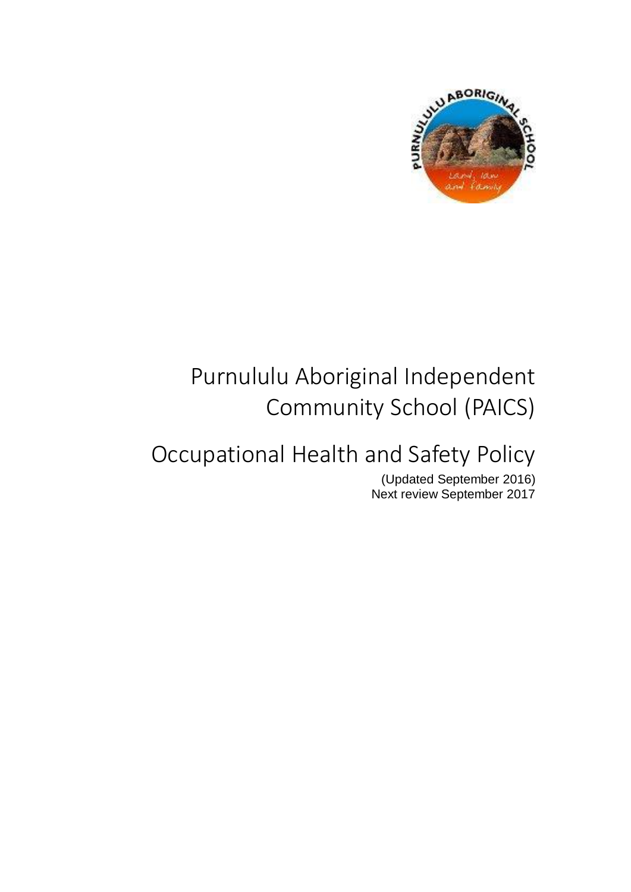# Purnululu Aboriginal Independent Community School (PAICS)

# Occupational Health and Safety Policy

(Updated September 2016)
Next review September 2017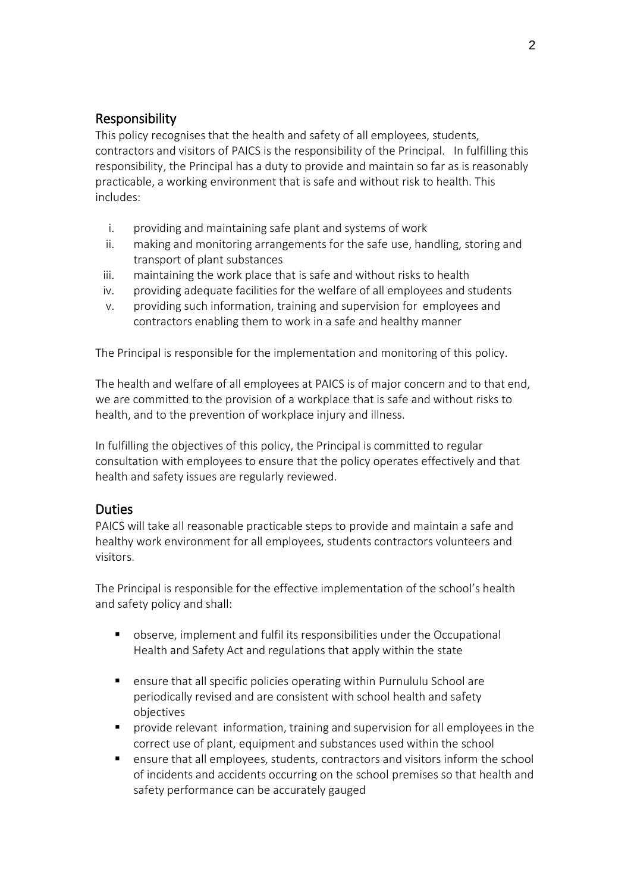## Responsibility

This policy recognises that the health and safety of all employees, students, contractors and visitors of PAICS is the responsibility of the Principal. In fulfilling this responsibility, the Principal has a duty to provide and maintain so far as is reasonably practicable, a working environment that is safe and without risk to health. This includes:

i. providing and maintaining safe plant and systems of work
ii. making and monitoring arrangements for the safe use, handling, storing and transport of plant substances
iii. maintaining the work place that is safe and without risks to health
iv. providing adequate facilities for the welfare of all employees and students
v. providing such information, training and supervision for employees and contractors enabling them to work in a safe and healthy manner

The Principal is responsible for the implementation and monitoring of this policy.

The health and welfare of all employees at PAICS is of major concern and to that end, we are committed to the provision of a workplace that is safe and without risks to health, and to the prevention of workplace injury and illness.

In fulfilling the objectives of this policy, the Principal is committed to regular consultation with employees to ensure that the policy operates effectively and that health and safety issues are regularly reviewed.

## Duties

PAICS will take all reasonable practicable steps to provide and maintain a safe and healthy work environment for all employees, students contractors volunteers and visitors.

The Principal is responsible for the effective implementation of the school's health and safety policy and shall:

- observe, implement and fulfil its responsibilities under the Occupational Health and Safety Act and regulations that apply within the state
- ensure that all specific policies operating within Purnululu School are periodically revised and are consistent with school health and safety objectives
- provide relevant information, training and supervision for all employees in the correct use of plant, equipment and substances used within the school
- ensure that all employees, students, contractors and visitors inform the school of incidents and accidents occurring on the school premises so that health and safety performance can be accurately gauged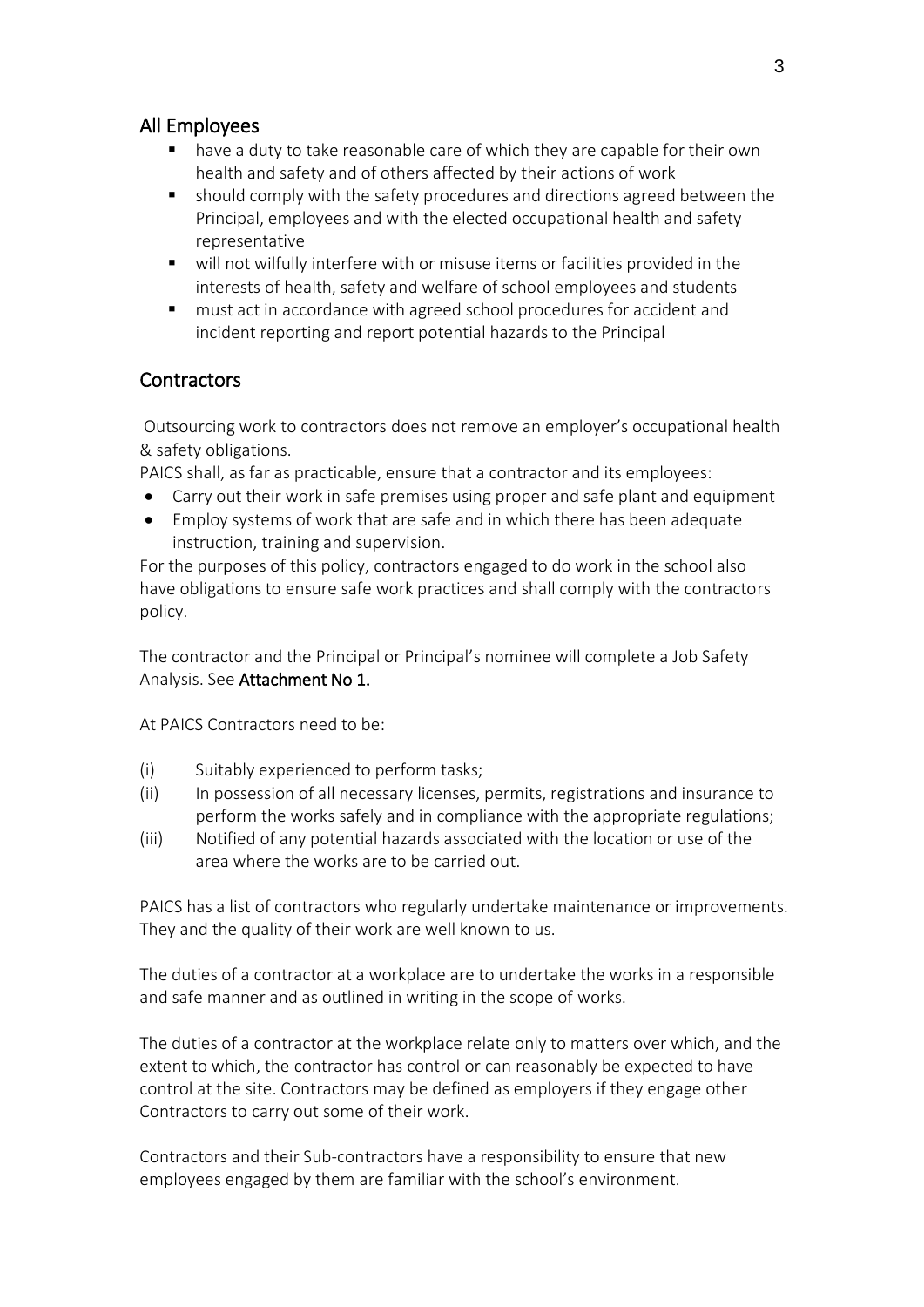## All Employees

- have a duty to take reasonable care of which they are capable for their own health and safety and of others affected by their actions of work
- should comply with the safety procedures and directions agreed between the Principal, employees and with the elected occupational health and safety representative
- will not wilfully interfere with or misuse items or facilities provided in the interests of health, safety and welfare of school employees and students
- must act in accordance with agreed school procedures for accident and incident reporting and report potential hazards to the Principal

## Contractors

Outsourcing work to contractors does not remove an employer's occupational health & safety obligations.

PAICS shall, as far as practicable, ensure that a contractor and its employees:

- Carry out their work in safe premises using proper and safe plant and equipment
- Employ systems of work that are safe and in which there has been adequate instruction, training and supervision.

For the purposes of this policy, contractors engaged to do work in the school also have obligations to ensure safe work practices and shall comply with the contractors policy.

The contractor and the Principal or Principal's nominee will complete a Job Safety Analysis. See **Attachment No 1.**

At PAICS Contractors need to be:

(i) Suitably experienced to perform tasks;

(ii) In possession of all necessary licenses, permits, registrations and insurance to perform the works safely and in compliance with the appropriate regulations;

(iii) Notified of any potential hazards associated with the location or use of the area where the works are to be carried out.

PAICS has a list of contractors who regularly undertake maintenance or improvements. They and the quality of their work are well known to us.

The duties of a contractor at a workplace are to undertake the works in a responsible and safe manner and as outlined in writing in the scope of works.

The duties of a contractor at the workplace relate only to matters over which, and the extent to which, the contractor has control or can reasonably be expected to have control at the site. Contractors may be defined as employers if they engage other Contractors to carry out some of their work.

Contractors and their Sub-contractors have a responsibility to ensure that new employees engaged by them are familiar with the school's environment.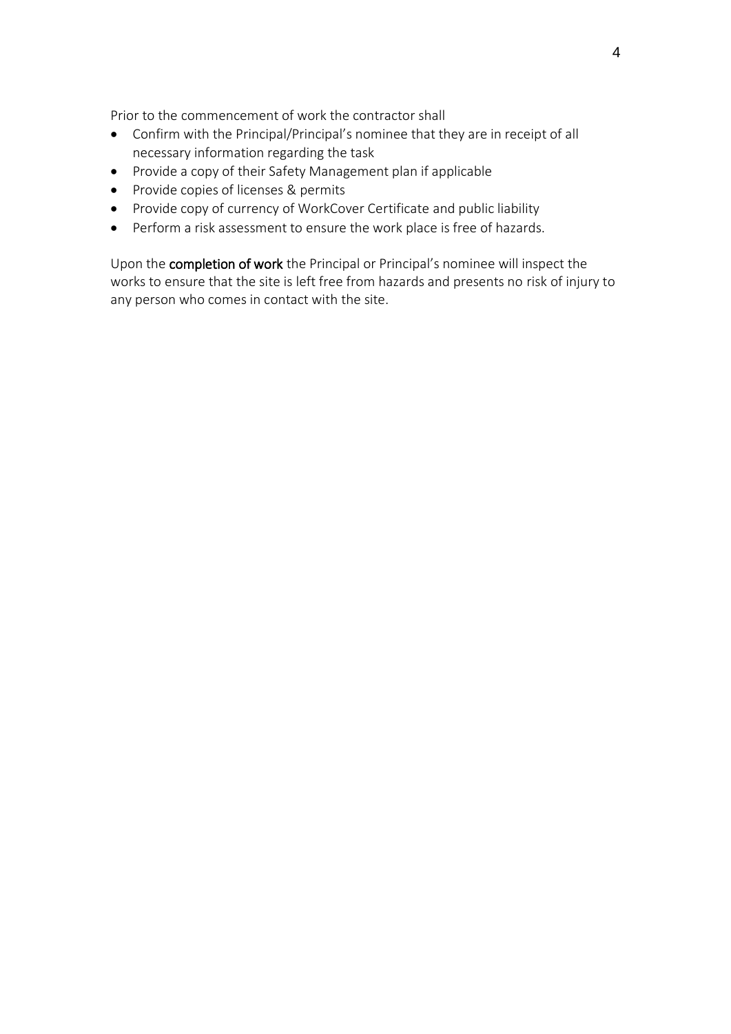Prior to the commencement of work the contractor shall

- Confirm with the Principal/Principal's nominee that they are in receipt of all necessary information regarding the task
- Provide a copy of their Safety Management plan if applicable
- Provide copies of licenses & permits
- Provide copy of currency of WorkCover Certificate and public liability
- Perform a risk assessment to ensure the work place is free of hazards.

Upon the **completion of work** the Principal or Principal's nominee will inspect the works to ensure that the site is left free from hazards and presents no risk of injury to any person who comes in contact with the site.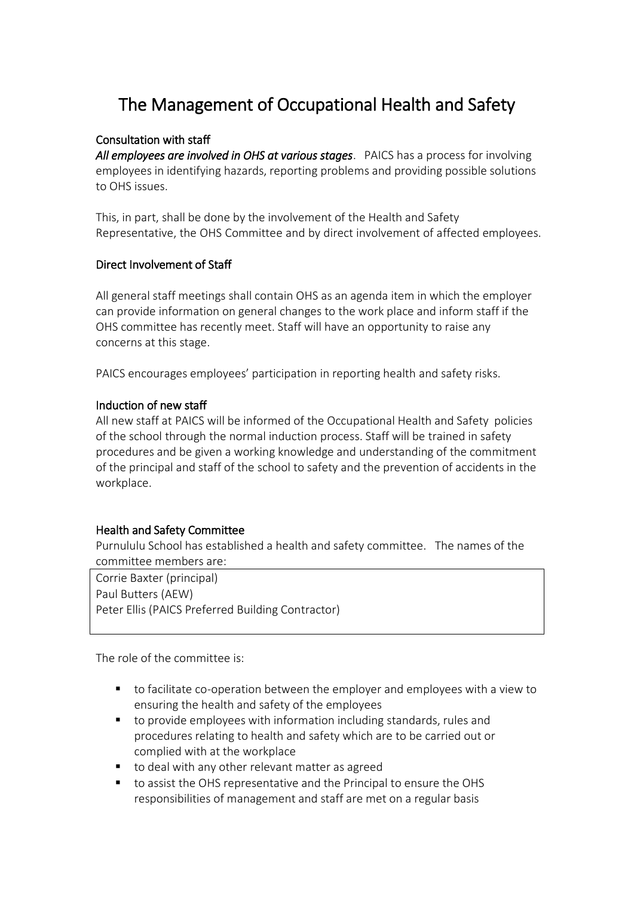# The Management of Occupational Health and Safety

## Consultation with staff

***All employees are involved in OHS at various stages***. PAICS has a process for involving employees in identifying hazards, reporting problems and providing possible solutions to OHS issues.

This, in part, shall be done by the involvement of the Health and Safety Representative, the OHS Committee and by direct involvement of affected employees.

## Direct Involvement of Staff

All general staff meetings shall contain OHS as an agenda item in which the employer can provide information on general changes to the work place and inform staff if the OHS committee has recently meet. Staff will have an opportunity to raise any concerns at this stage.

PAICS encourages employees' participation in reporting health and safety risks.

## Induction of new staff

All new staff at PAICS will be informed of the Occupational Health and Safety policies of the school through the normal induction process. Staff will be trained in safety procedures and be given a working knowledge and understanding of the commitment of the principal and staff of the school to safety and the prevention of accidents in the workplace.

## Health and Safety Committee

Purnululu School has established a health and safety committee. The names of the committee members are:

Corrie Baxter (principal)
Paul Butters (AEW)
Peter Ellis (PAICS Preferred Building Contractor)

The role of the committee is:

- to facilitate co-operation between the employer and employees with a view to ensuring the health and safety of the employees
- to provide employees with information including standards, rules and procedures relating to health and safety which are to be carried out or complied with at the workplace
- to deal with any other relevant matter as agreed
- to assist the OHS representative and the Principal to ensure the OHS responsibilities of management and staff are met on a regular basis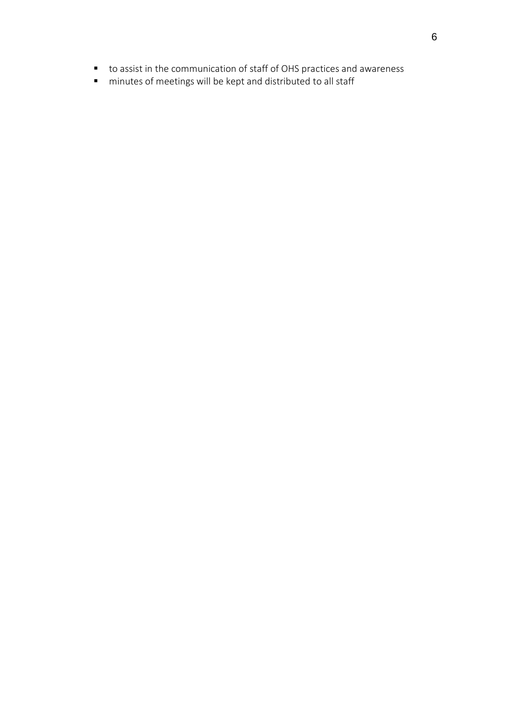- to assist in the communication of staff of OHS practices and awareness
- minutes of meetings will be kept and distributed to all staff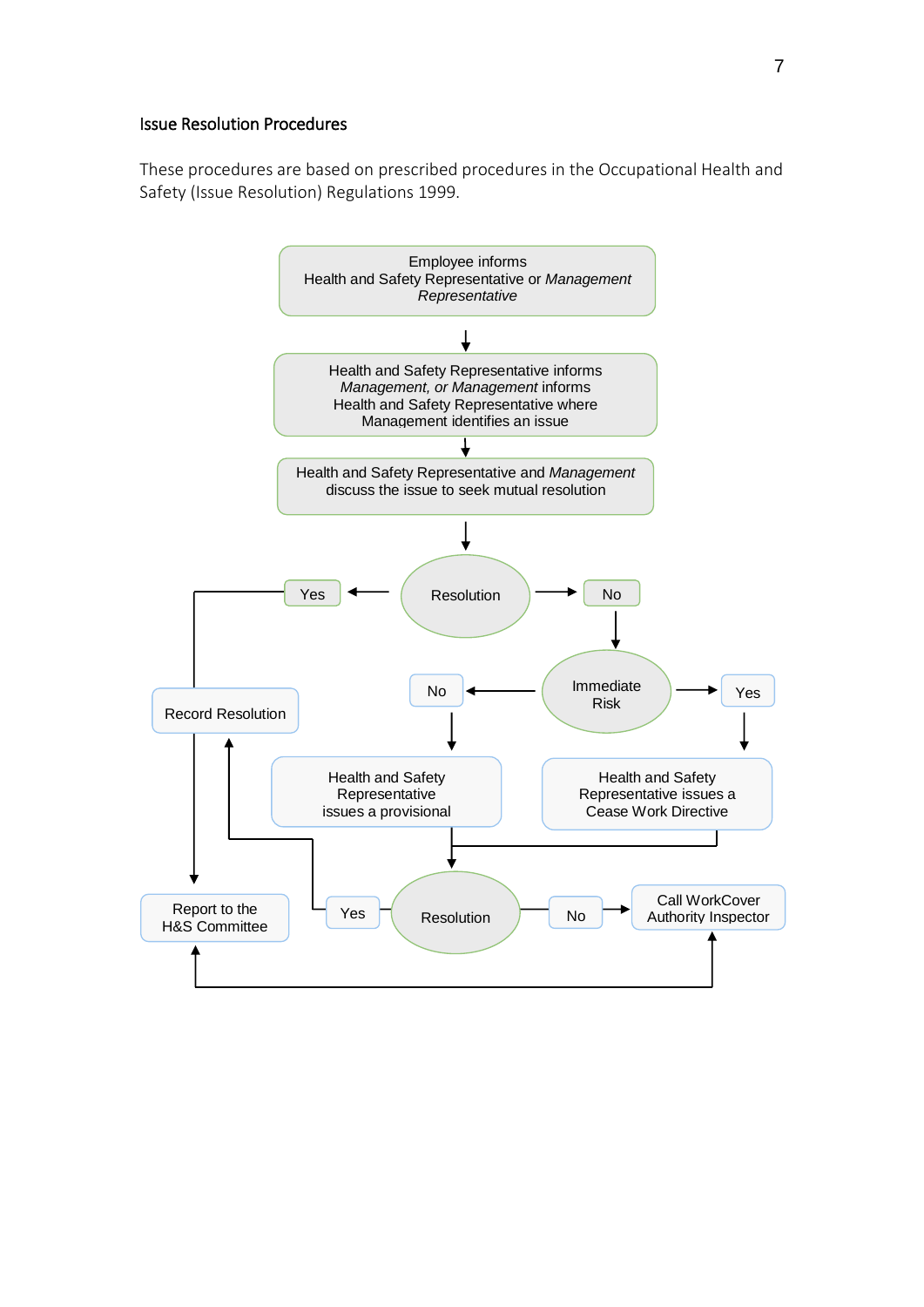### Issue Resolution Procedures

These procedures are based on prescribed procedures in the Occupational Health and Safety (Issue Resolution) Regulations 1999.

Employee informs Health and Safety Representative or *Management Representative*

↓

Health and Safety Representative informs *Management, or Management* informs Health and Safety Representative where Management identifies an issue

↓

Health and Safety Representative and *Management* discuss the issue to seek mutual resolution

↓

Resolution

- Yes → Record Resolution → Report to the H&S Committee
- No → Immediate Risk
  - No → Health and Safety Representative issues a provisional → Resolution
  - Yes → Health and Safety Representative issues a Cease Work Directive → Resolution

Resolution

- Yes → Record Resolution
- No → Call WorkCover Authority Inspector

Call WorkCover Authority Inspector → Report to the H&S Committee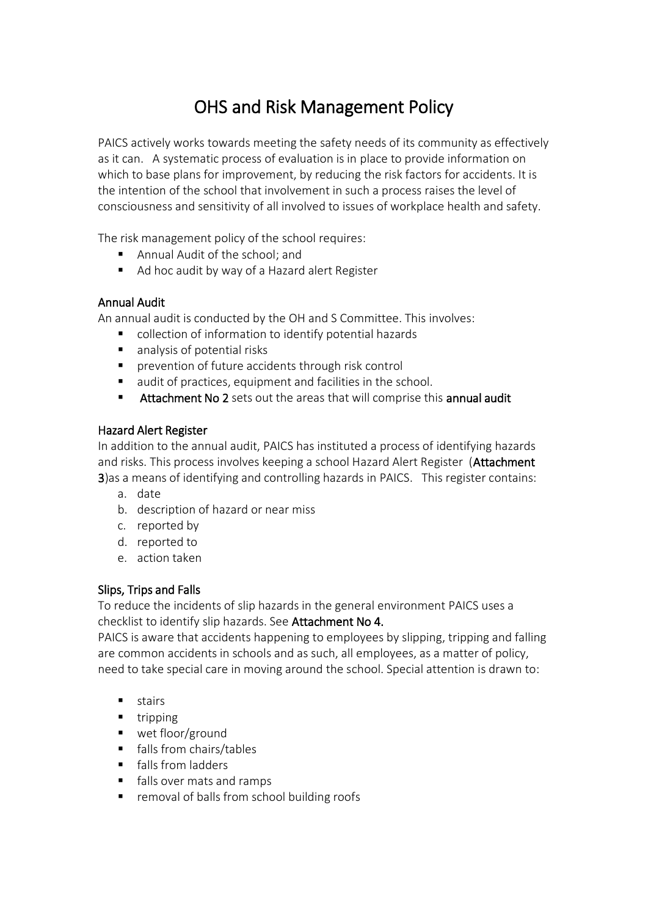# OHS and Risk Management Policy

PAICS actively works towards meeting the safety needs of its community as effectively as it can. A systematic process of evaluation is in place to provide information on which to base plans for improvement, by reducing the risk factors for accidents. It is the intention of the school that involvement in such a process raises the level of consciousness and sensitivity of all involved to issues of workplace health and safety.

The risk management policy of the school requires:

- Annual Audit of the school; and
- Ad hoc audit by way of a Hazard alert Register

## Annual Audit

An annual audit is conducted by the OH and S Committee. This involves:

- collection of information to identify potential hazards
- analysis of potential risks
- prevention of future accidents through risk control
- audit of practices, equipment and facilities in the school.
- **Attachment No 2** sets out the areas that will comprise this **annual audit**

## Hazard Alert Register

In addition to the annual audit, PAICS has instituted a process of identifying hazards and risks. This process involves keeping a school Hazard Alert Register (**Attachment 3**)as a means of identifying and controlling hazards in PAICS. This register contains:

a. date
b. description of hazard or near miss
c. reported by
d. reported to
e. action taken

## Slips, Trips and Falls

To reduce the incidents of slip hazards in the general environment PAICS uses a checklist to identify slip hazards. See **Attachment No 4.**

PAICS is aware that accidents happening to employees by slipping, tripping and falling are common accidents in schools and as such, all employees, as a matter of policy, need to take special care in moving around the school. Special attention is drawn to:

- stairs
- tripping
- wet floor/ground
- falls from chairs/tables
- falls from ladders
- falls over mats and ramps
- removal of balls from school building roofs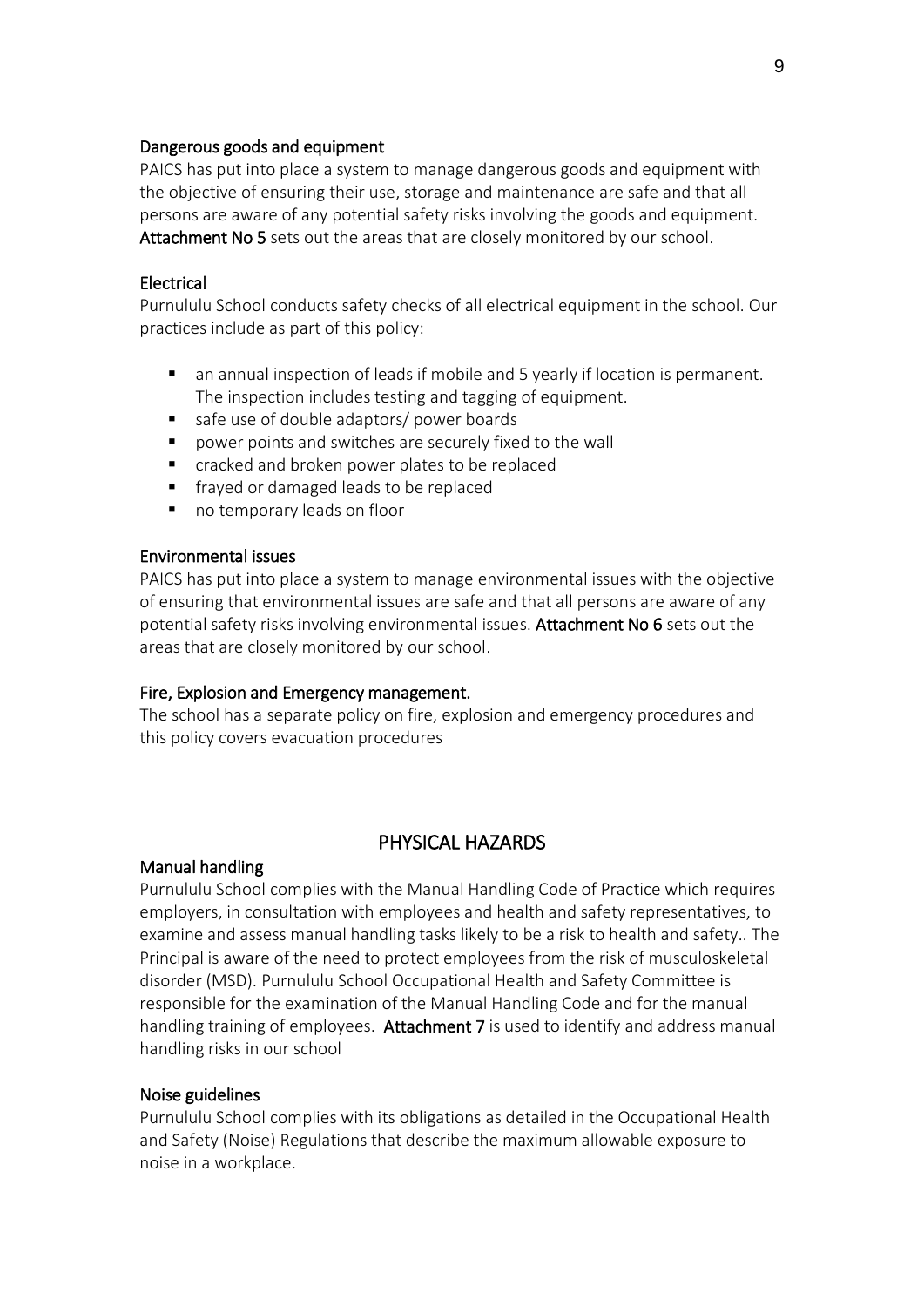### Dangerous goods and equipment

PAICS has put into place a system to manage dangerous goods and equipment with the objective of ensuring their use, storage and maintenance are safe and that all persons are aware of any potential safety risks involving the goods and equipment. **Attachment No 5** sets out the areas that are closely monitored by our school.

### Electrical

Purnululu School conducts safety checks of all electrical equipment in the school. Our practices include as part of this policy:

- an annual inspection of leads if mobile and 5 yearly if location is permanent. The inspection includes testing and tagging of equipment.
- safe use of double adaptors/ power boards
- power points and switches are securely fixed to the wall
- cracked and broken power plates to be replaced
- frayed or damaged leads to be replaced
- no temporary leads on floor

### Environmental issues

PAICS has put into place a system to manage environmental issues with the objective of ensuring that environmental issues are safe and that all persons are aware of any potential safety risks involving environmental issues. **Attachment No 6** sets out the areas that are closely monitored by our school.

### Fire, Explosion and Emergency management.

The school has a separate policy on fire, explosion and emergency procedures and this policy covers evacuation procedures

## PHYSICAL HAZARDS

### Manual handling

Purnululu School complies with the Manual Handling Code of Practice which requires employers, in consultation with employees and health and safety representatives, to examine and assess manual handling tasks likely to be a risk to health and safety.. The Principal is aware of the need to protect employees from the risk of musculoskeletal disorder (MSD). Purnululu School Occupational Health and Safety Committee is responsible for the examination of the Manual Handling Code and for the manual handling training of employees. **Attachment 7** is used to identify and address manual handling risks in our school

### Noise guidelines

Purnululu School complies with its obligations as detailed in the Occupational Health and Safety (Noise) Regulations that describe the maximum allowable exposure to noise in a workplace.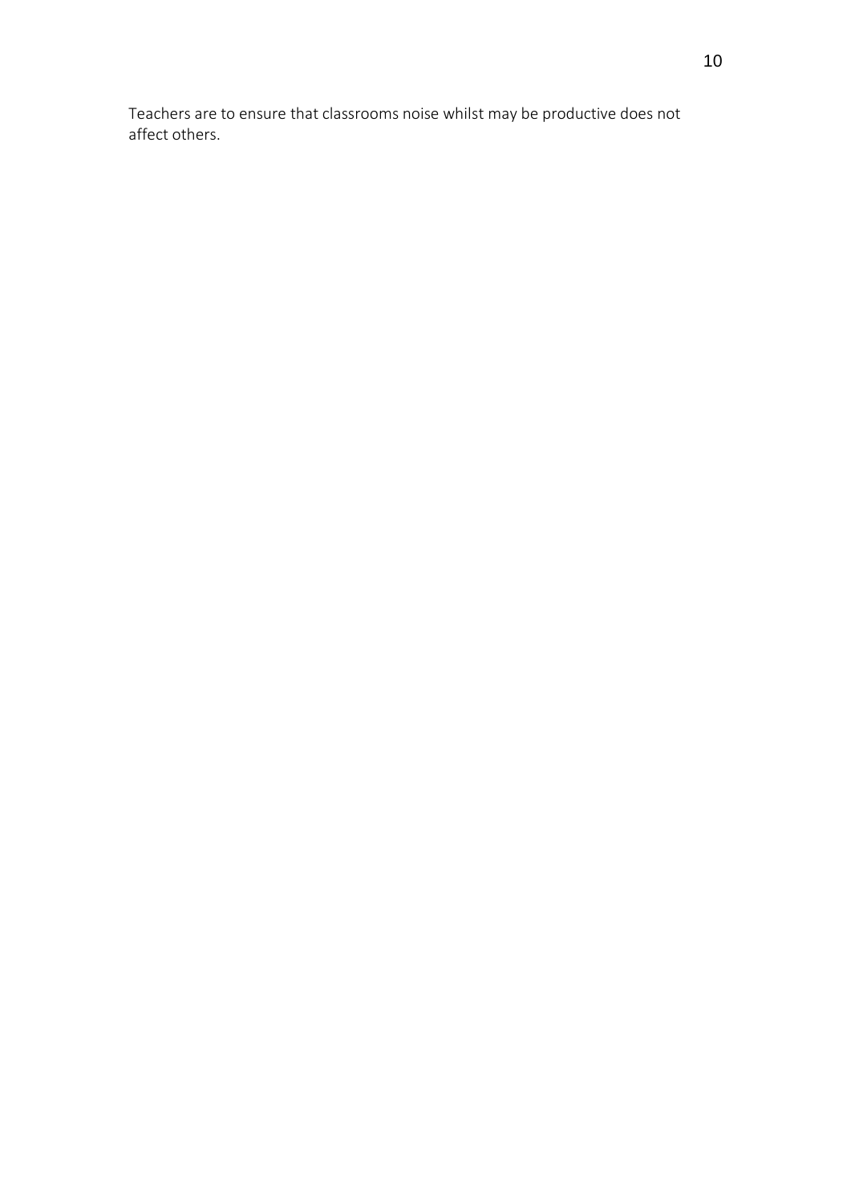Teachers are to ensure that classrooms noise whilst may be productive does not affect others.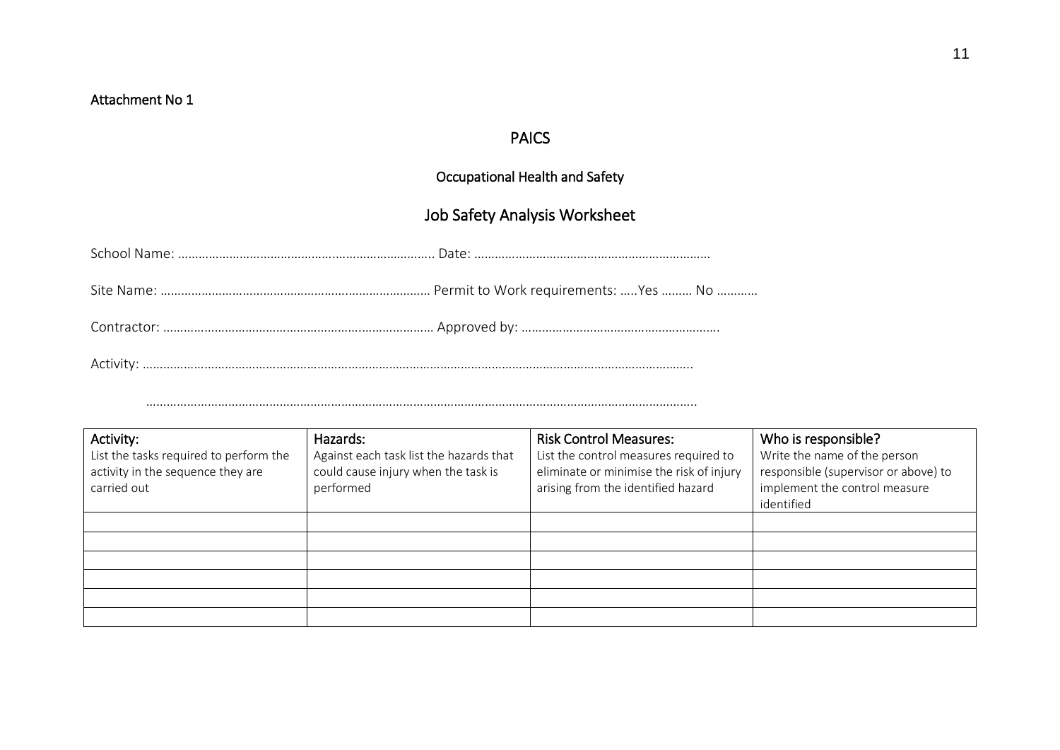Attachment No 1

# PAICS

## Occupational Health and Safety

## Job Safety Analysis Worksheet

School Name: ………………………………………………………………. Date: ……………………………………………………………

Site Name: …………………………………………………………………… Permit to Work requirements: …..Yes ……… No …………

Contractor: …………………………………………………………………… Approved by: …………………………………………………

Activity: …………………………………………………………………………………………………………………………………………….

……………………………………………………………………………………………………………………………………………….

| Activity:<br>List the tasks required to perform the activity in the sequence they are carried out | Hazards:<br>Against each task list the hazards that could cause injury when the task is performed | Risk Control Measures:<br>List the control measures required to eliminate or minimise the risk of injury arising from the identified hazard | Who is responsible?<br>Write the name of the person responsible (supervisor or above) to implement the control measure identified |
|---|---|---|---|
| | | | |
| | | | |
| | | | |
| | | | |
| | | | |
| | | | |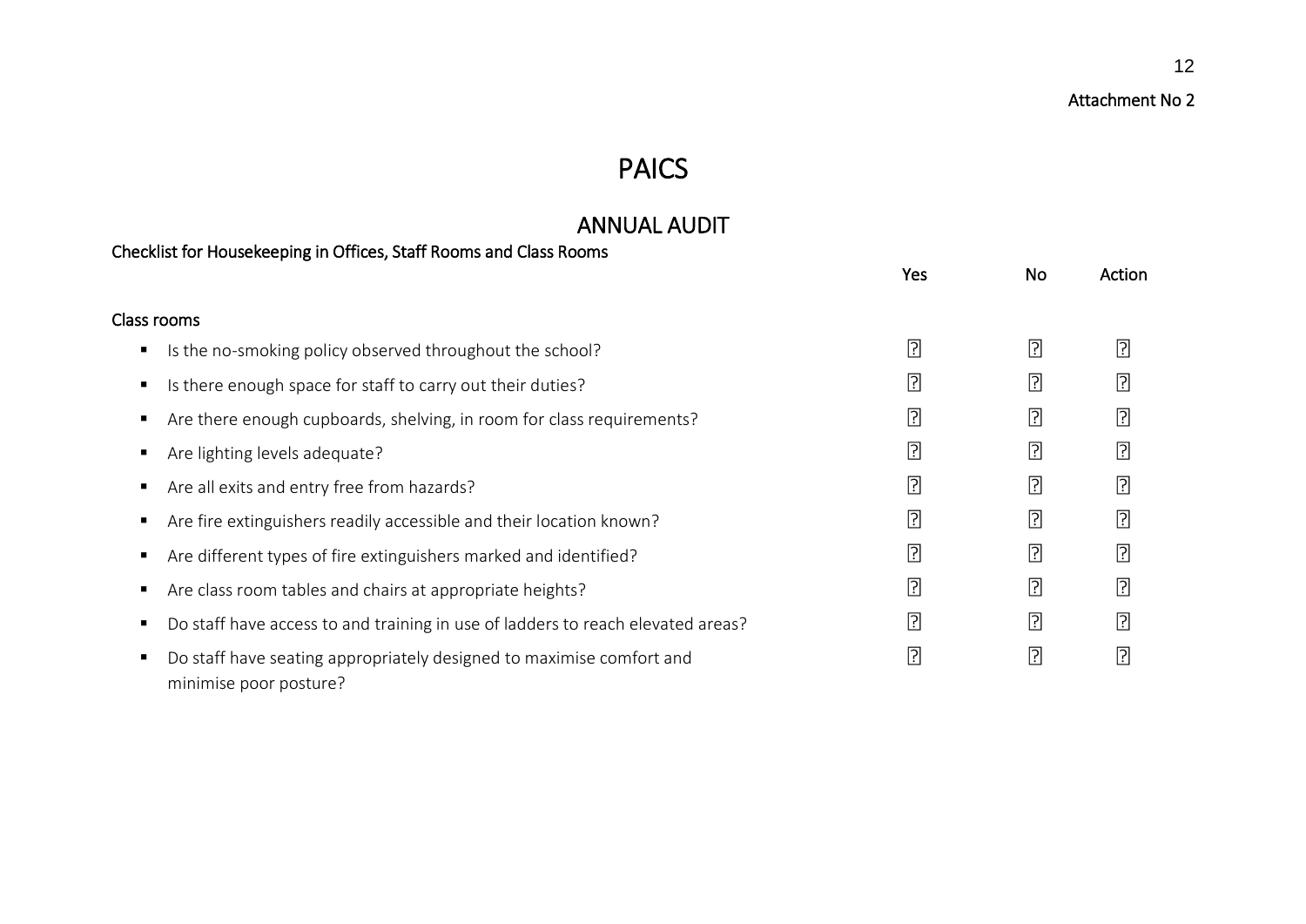Attachment No 2

# PAICS

## ANNUAL AUDIT

### Checklist for Housekeeping in Offices, Staff Rooms and Class Rooms

| Class rooms | Yes | No | Action |
|---|---|---|---|
| ▪ Is the no-smoking policy observed throughout the school? | ☐ | ☐ | ☐ |
| ▪ Is there enough space for staff to carry out their duties? | ☐ | ☐ | ☐ |
| ▪ Are there enough cupboards, shelving, in room for class requirements? | ☐ | ☐ | ☐ |
| ▪ Are lighting levels adequate? | ☐ | ☐ | ☐ |
| ▪ Are all exits and entry free from hazards? | ☐ | ☐ | ☐ |
| ▪ Are fire extinguishers readily accessible and their location known? | ☐ | ☐ | ☐ |
| ▪ Are different types of fire extinguishers marked and identified? | ☐ | ☐ | ☐ |
| ▪ Are class room tables and chairs at appropriate heights? | ☐ | ☐ | ☐ |
| ▪ Do staff have access to and training in use of ladders to reach elevated areas? | ☐ | ☐ | ☐ |
| ▪ Do staff have seating appropriately designed to maximise comfort and minimise poor posture? | ☐ | ☐ | ☐ |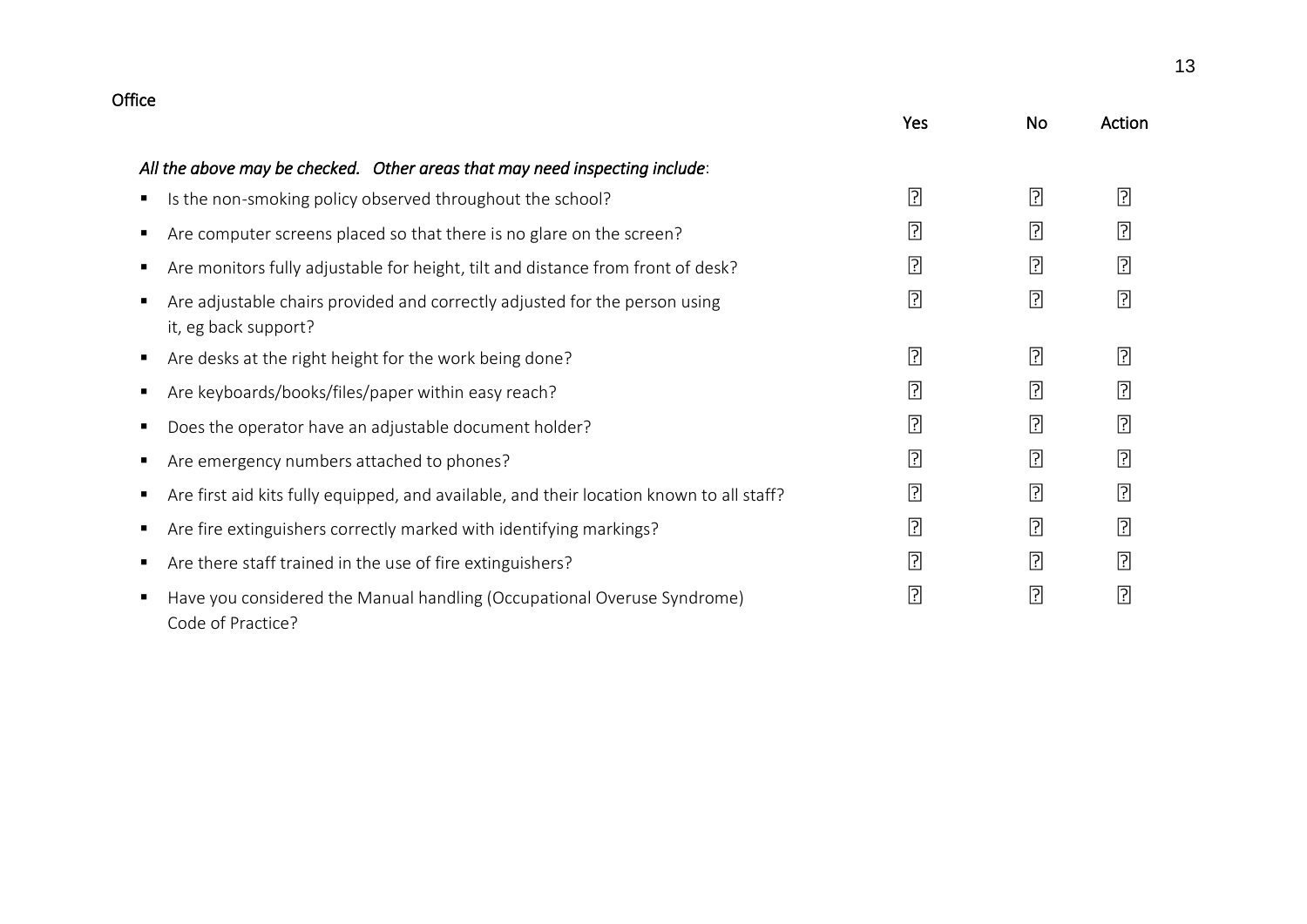## Office

| | Yes | No | Action |
|---|---|---|---|
| *All the above may be checked. Other areas that may need inspecting include*: | | | |
| ▪ Is the non-smoking policy observed throughout the school? | ☐ | ☐ | ☐ |
| ▪ Are computer screens placed so that there is no glare on the screen? | ☐ | ☐ | ☐ |
| ▪ Are monitors fully adjustable for height, tilt and distance from front of desk? | ☐ | ☐ | ☐ |
| ▪ Are adjustable chairs provided and correctly adjusted for the person using it, eg back support? | ☐ | ☐ | ☐ |
| ▪ Are desks at the right height for the work being done? | ☐ | ☐ | ☐ |
| ▪ Are keyboards/books/files/paper within easy reach? | ☐ | ☐ | ☐ |
| ▪ Does the operator have an adjustable document holder? | ☐ | ☐ | ☐ |
| ▪ Are emergency numbers attached to phones? | ☐ | ☐ | ☐ |
| ▪ Are first aid kits fully equipped, and available, and their location known to all staff? | ☐ | ☐ | ☐ |
| ▪ Are fire extinguishers correctly marked with identifying markings? | ☐ | ☐ | ☐ |
| ▪ Are there staff trained in the use of fire extinguishers? | ☐ | ☐ | ☐ |
| ▪ Have you considered the Manual handling (Occupational Overuse Syndrome) Code of Practice? | ☐ | ☐ | ☐ |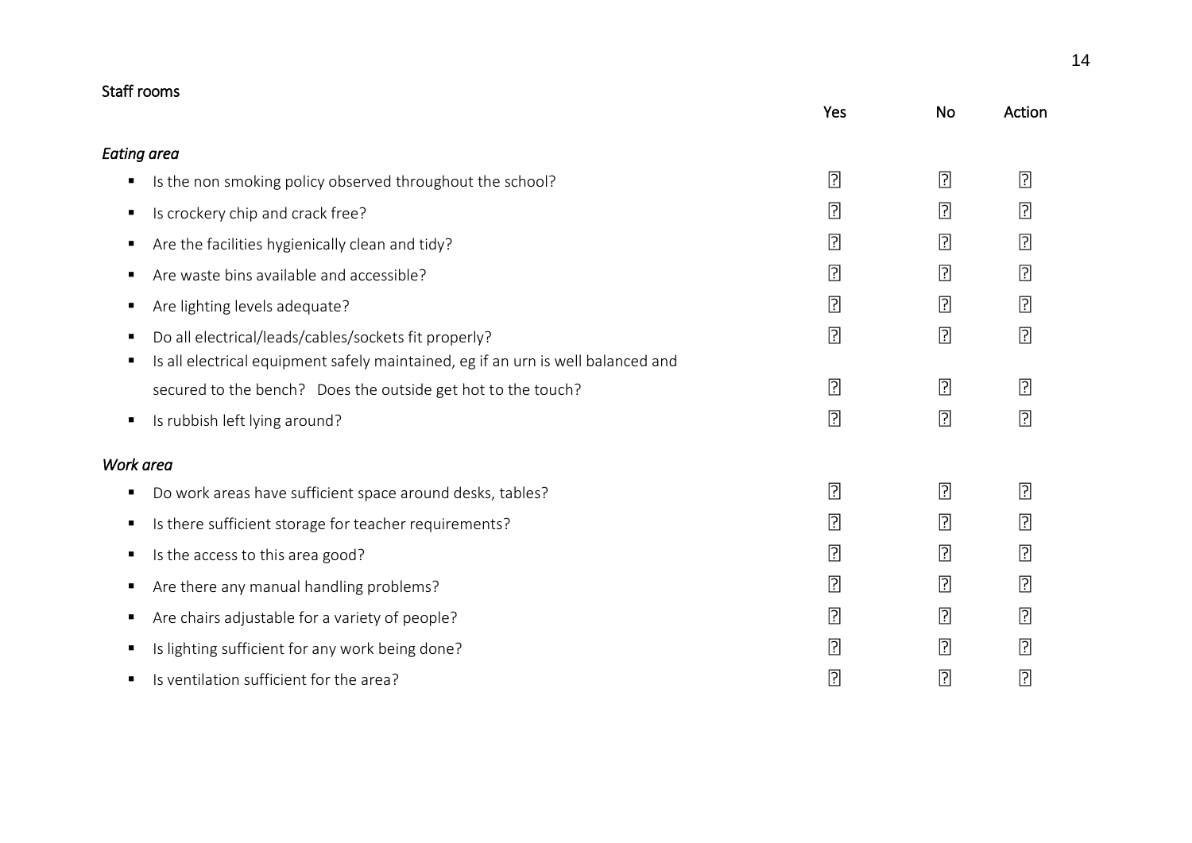## Staff rooms

| | Yes | No | Action |
|---|---|---|---|
| ***Eating area*** | | | |
| ▪ Is the non smoking policy observed throughout the school? | ☐ | ☐ | ☐ |
| ▪ Is crockery chip and crack free? | ☐ | ☐ | ☐ |
| ▪ Are the facilities hygienically clean and tidy? | ☐ | ☐ | ☐ |
| ▪ Are waste bins available and accessible? | ☐ | ☐ | ☐ |
| ▪ Are lighting levels adequate? | ☐ | ☐ | ☐ |
| ▪ Do all electrical/leads/cables/sockets fit properly? | ☐ | ☐ | ☐ |
| ▪ Is all electrical equipment safely maintained, eg if an urn is well balanced and secured to the bench? Does the outside get hot to the touch? | ☐ | ☐ | ☐ |
| ▪ Is rubbish left lying around? | ☐ | ☐ | ☐ |
| ***Work area*** | | | |
| ▪ Do work areas have sufficient space around desks, tables? | ☐ | ☐ | ☐ |
| ▪ Is there sufficient storage for teacher requirements? | ☐ | ☐ | ☐ |
| ▪ Is the access to this area good? | ☐ | ☐ | ☐ |
| ▪ Are there any manual handling problems? | ☐ | ☐ | ☐ |
| ▪ Are chairs adjustable for a variety of people? | ☐ | ☐ | ☐ |
| ▪ Is lighting sufficient for any work being done? | ☐ | ☐ | ☐ |
| ▪ Is ventilation sufficient for the area? | ☐ | ☐ | ☐ |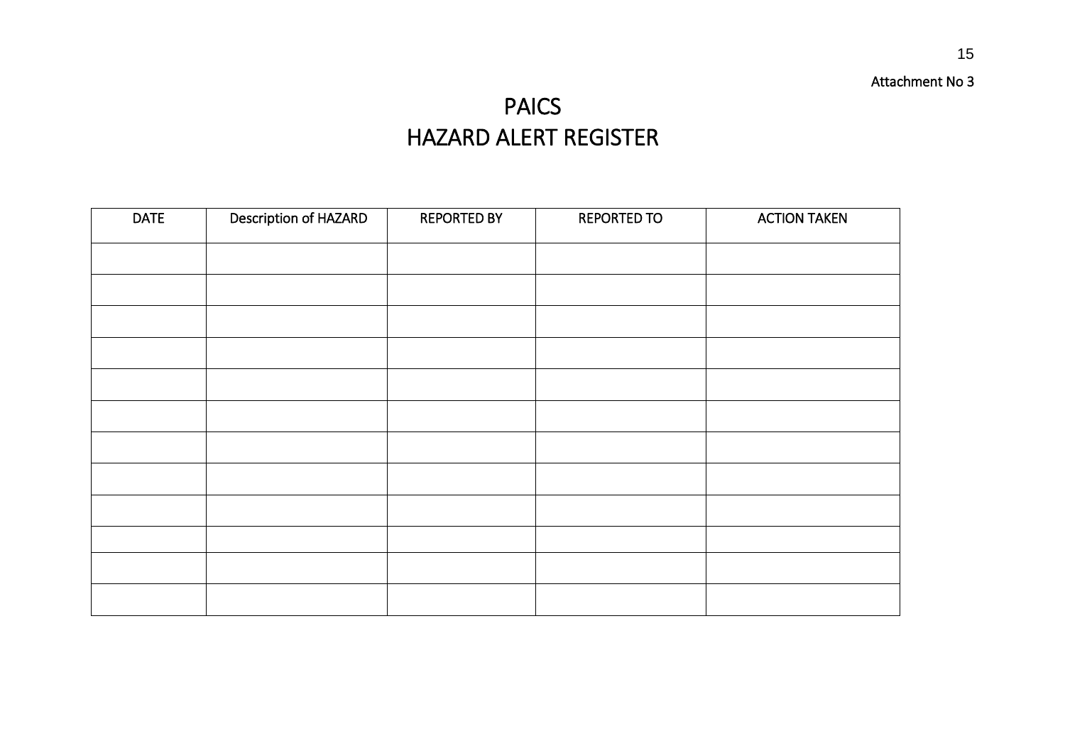Attachment No 3

# PAICS
# HAZARD ALERT REGISTER

| DATE | Description of HAZARD | REPORTED BY | REPORTED TO | ACTION TAKEN |
|---|---|---|---|---|
| | | | | |
| | | | | |
| | | | | |
| | | | | |
| | | | | |
| | | | | |
| | | | | |
| | | | | |
| | | | | |
| | | | | |
| | | | | |
| | | | | |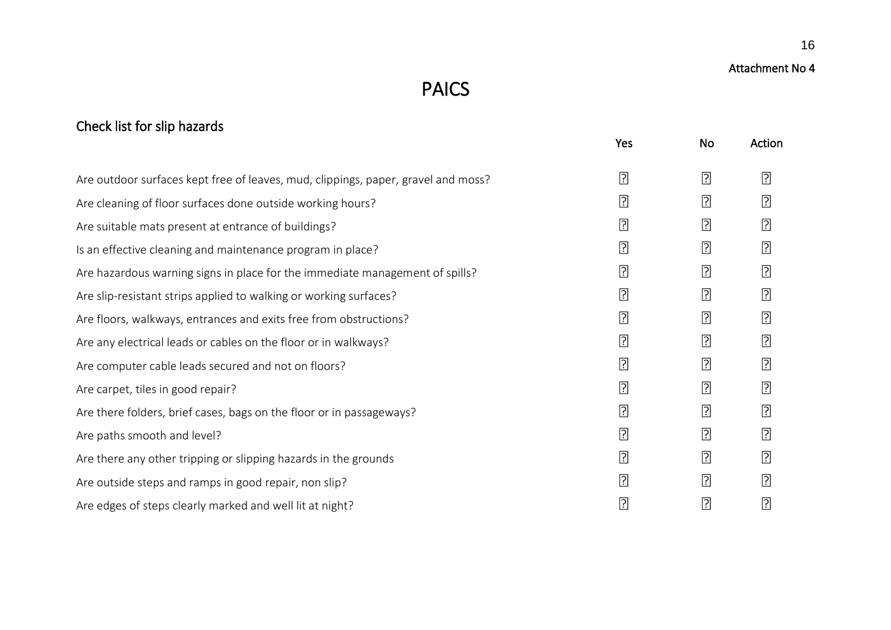Attachment No 4

# PAICS

## Check list for slip hazards

| | Yes | No | Action |
|---|---|---|---|
| Are outdoor surfaces kept free of leaves, mud, clippings, paper, gravel and moss? | ☐ | ☐ | ☐ |
| Are cleaning of floor surfaces done outside working hours? | ☐ | ☐ | ☐ |
| Are suitable mats present at entrance of buildings? | ☐ | ☐ | ☐ |
| Is an effective cleaning and maintenance program in place? | ☐ | ☐ | ☐ |
| Are hazardous warning signs in place for the immediate management of spills? | ☐ | ☐ | ☐ |
| Are slip-resistant strips applied to walking or working surfaces? | ☐ | ☐ | ☐ |
| Are floors, walkways, entrances and exits free from obstructions? | ☐ | ☐ | ☐ |
| Are any electrical leads or cables on the floor or in walkways? | ☐ | ☐ | ☐ |
| Are computer cable leads secured and not on floors? | ☐ | ☐ | ☐ |
| Are carpet, tiles in good repair? | ☐ | ☐ | ☐ |
| Are there folders, brief cases, bags on the floor or in passageways? | ☐ | ☐ | ☐ |
| Are paths smooth and level? | ☐ | ☐ | ☐ |
| Are there any other tripping or slipping hazards in the grounds | ☐ | ☐ | ☐ |
| Are outside steps and ramps in good repair, non slip? | ☐ | ☐ | ☐ |
| Are edges of steps clearly marked and well lit at night? | ☐ | ☐ | ☐ |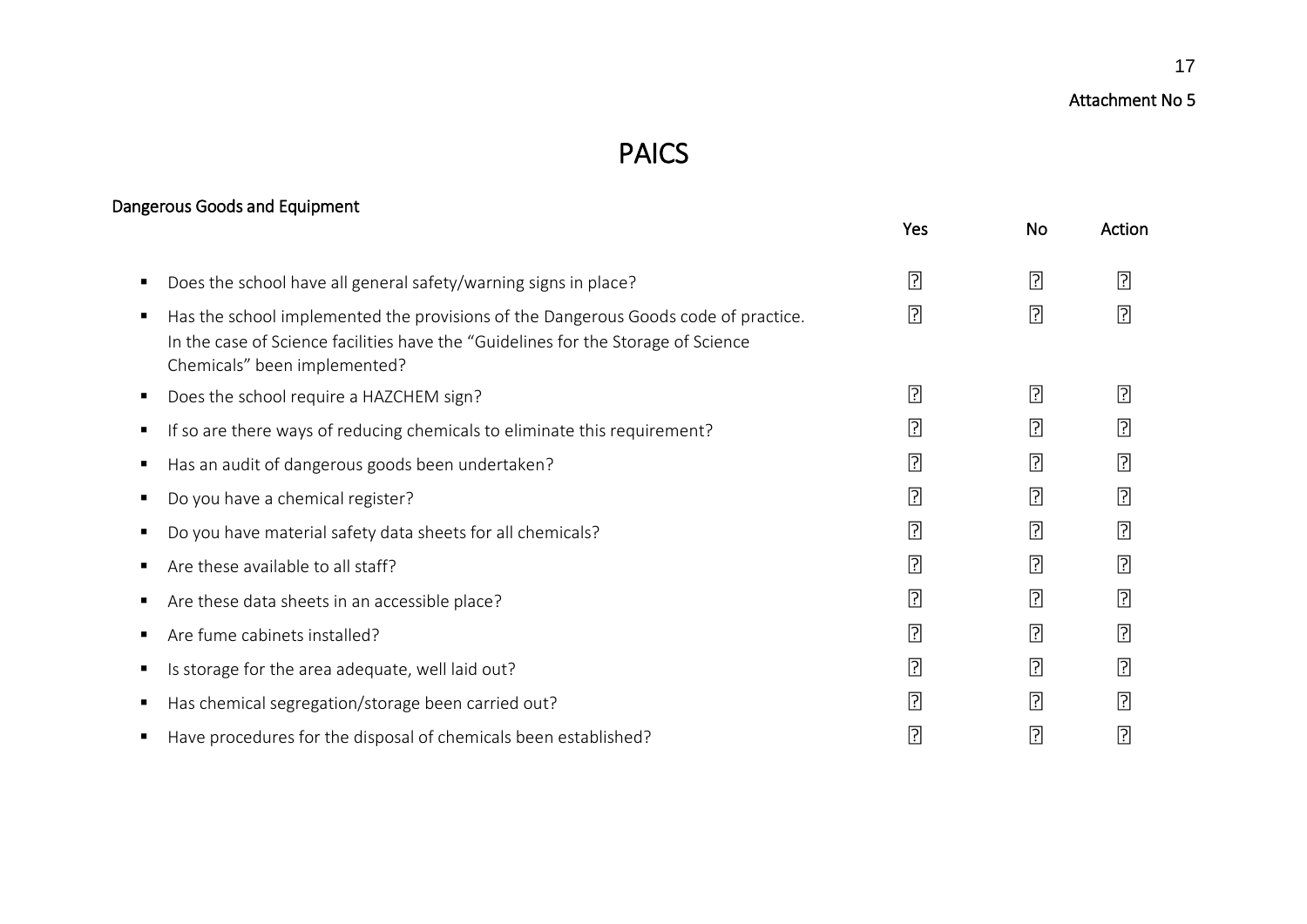Attachment No 5

# PAICS

## Dangerous Goods and Equipment

| | Yes | No | Action |
|---|---|---|---|
| ▪ Does the school have all general safety/warning signs in place? | ☐ | ☐ | ☐ |
| ▪ Has the school implemented the provisions of the Dangerous Goods code of practice. In the case of Science facilities have the “Guidelines for the Storage of Science Chemicals” been implemented? | ☐ | ☐ | ☐ |
| ▪ Does the school require a HAZCHEM sign? | ☐ | ☐ | ☐ |
| ▪ If so are there ways of reducing chemicals to eliminate this requirement? | ☐ | ☐ | ☐ |
| ▪ Has an audit of dangerous goods been undertaken? | ☐ | ☐ | ☐ |
| ▪ Do you have a chemical register? | ☐ | ☐ | ☐ |
| ▪ Do you have material safety data sheets for all chemicals? | ☐ | ☐ | ☐ |
| ▪ Are these available to all staff? | ☐ | ☐ | ☐ |
| ▪ Are these data sheets in an accessible place? | ☐ | ☐ | ☐ |
| ▪ Are fume cabinets installed? | ☐ | ☐ | ☐ |
| ▪ Is storage for the area adequate, well laid out? | ☐ | ☐ | ☐ |
| ▪ Has chemical segregation/storage been carried out? | ☐ | ☐ | ☐ |
| ▪ Have procedures for the disposal of chemicals been established? | ☐ | ☐ | ☐ |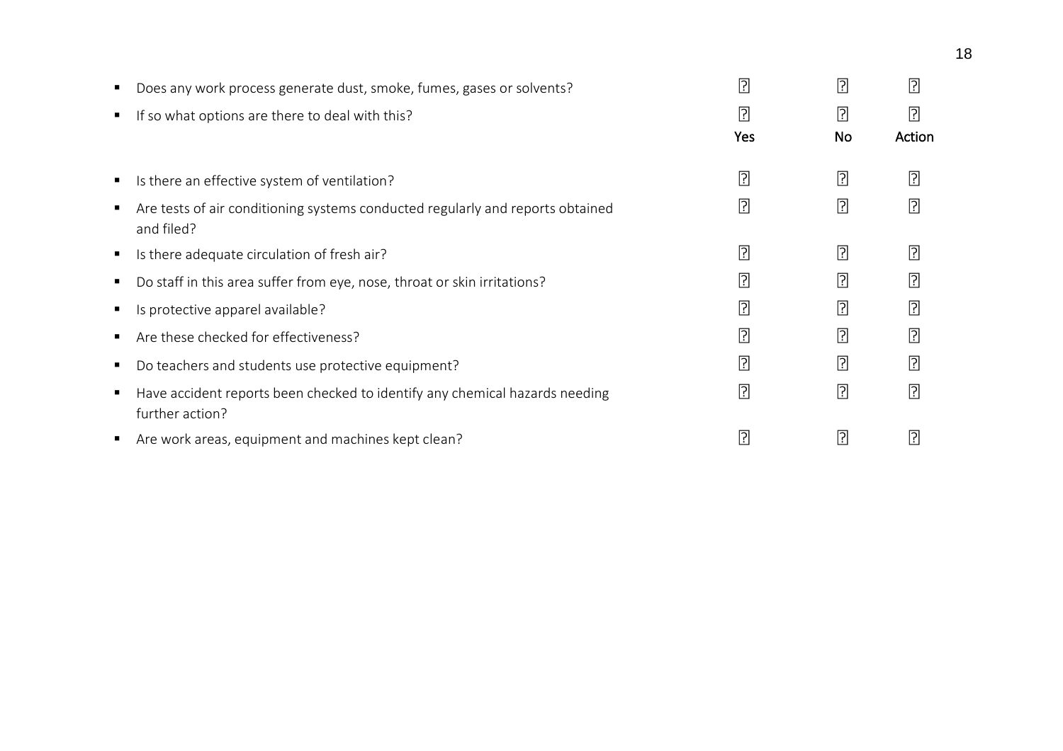| | | | |
|---|---|---|---|
| ▪ Does any work process generate dust, smoke, fumes, gases or solvents? | ☐ | ☐ | ☐ |
| ▪ If so what options are there to deal with this? | ☐ | ☐ | ☐ |
| | **Yes** | **No** | **Action** |
| ▪ Is there an effective system of ventilation? | ☐ | ☐ | ☐ |
| ▪ Are tests of air conditioning systems conducted regularly and reports obtained and filed? | ☐ | ☐ | ☐ |
| ▪ Is there adequate circulation of fresh air? | ☐ | ☐ | ☐ |
| ▪ Do staff in this area suffer from eye, nose, throat or skin irritations? | ☐ | ☐ | ☐ |
| ▪ Is protective apparel available? | ☐ | ☐ | ☐ |
| ▪ Are these checked for effectiveness? | ☐ | ☐ | ☐ |
| ▪ Do teachers and students use protective equipment? | ☐ | ☐ | ☐ |
| ▪ Have accident reports been checked to identify any chemical hazards needing further action? | ☐ | ☐ | ☐ |
| ▪ Are work areas, equipment and machines kept clean? | ☐ | ☐ | ☐ |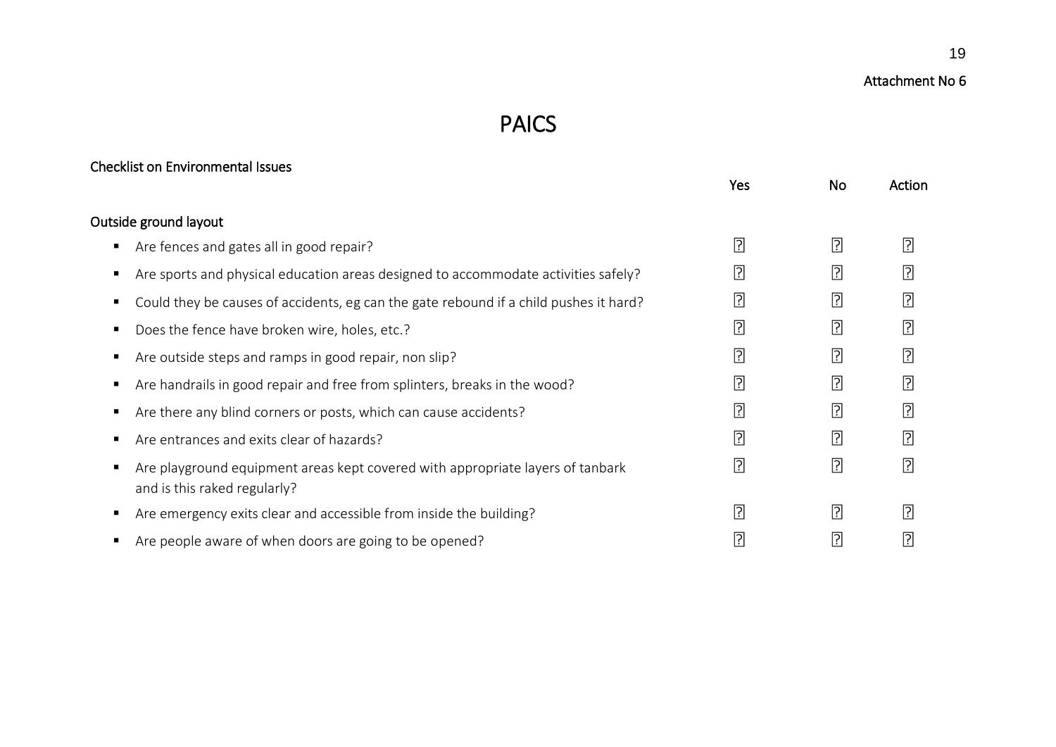Attachment No 6

# PAICS

## Checklist on Environmental Issues

| | Yes | No | Action |
|---|---|---|---|
| **Outside ground layout** | | | |
| ▪ Are fences and gates all in good repair? | ☐ | ☐ | ☐ |
| ▪ Are sports and physical education areas designed to accommodate activities safely? | ☐ | ☐ | ☐ |
| ▪ Could they be causes of accidents, eg can the gate rebound if a child pushes it hard? | ☐ | ☐ | ☐ |
| ▪ Does the fence have broken wire, holes, etc.? | ☐ | ☐ | ☐ |
| ▪ Are outside steps and ramps in good repair, non slip? | ☐ | ☐ | ☐ |
| ▪ Are handrails in good repair and free from splinters, breaks in the wood? | ☐ | ☐ | ☐ |
| ▪ Are there any blind corners or posts, which can cause accidents? | ☐ | ☐ | ☐ |
| ▪ Are entrances and exits clear of hazards? | ☐ | ☐ | ☐ |
| ▪ Are playground equipment areas kept covered with appropriate layers of tanbark and is this raked regularly? | ☐ | ☐ | ☐ |
| ▪ Are emergency exits clear and accessible from inside the building? | ☐ | ☐ | ☐ |
| ▪ Are people aware of when doors are going to be opened? | ☐ | ☐ | ☐ |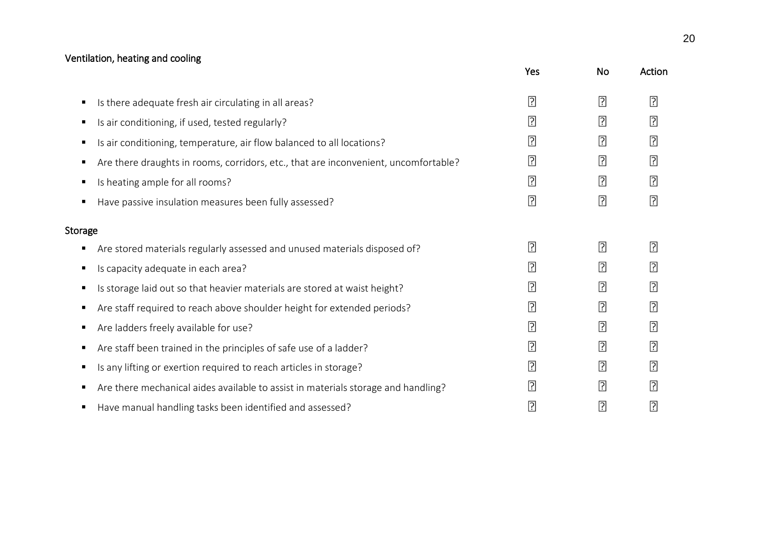## Ventilation, heating and cooling

| | Yes | No | Action |
|---|---|---|---|
| ▪ Is there adequate fresh air circulating in all areas? | ☐ | ☐ | ☐ |
| ▪ Is air conditioning, if used, tested regularly? | ☐ | ☐ | ☐ |
| ▪ Is air conditioning, temperature, air flow balanced to all locations? | ☐ | ☐ | ☐ |
| ▪ Are there draughts in rooms, corridors, etc., that are inconvenient, uncomfortable? | ☐ | ☐ | ☐ |
| ▪ Is heating ample for all rooms? | ☐ | ☐ | ☐ |
| ▪ Have passive insulation measures been fully assessed? | ☐ | ☐ | ☐ |

## Storage

| | Yes | No | Action |
|---|---|---|---|
| ▪ Are stored materials regularly assessed and unused materials disposed of? | ☐ | ☐ | ☐ |
| ▪ Is capacity adequate in each area? | ☐ | ☐ | ☐ |
| ▪ Is storage laid out so that heavier materials are stored at waist height? | ☐ | ☐ | ☐ |
| ▪ Are staff required to reach above shoulder height for extended periods? | ☐ | ☐ | ☐ |
| ▪ Are ladders freely available for use? | ☐ | ☐ | ☐ |
| ▪ Are staff been trained in the principles of safe use of a ladder? | ☐ | ☐ | ☐ |
| ▪ Is any lifting or exertion required to reach articles in storage? | ☐ | ☐ | ☐ |
| ▪ Are there mechanical aides available to assist in materials storage and handling? | ☐ | ☐ | ☐ |
| ▪ Have manual handling tasks been identified and assessed? | ☐ | ☐ | ☐ |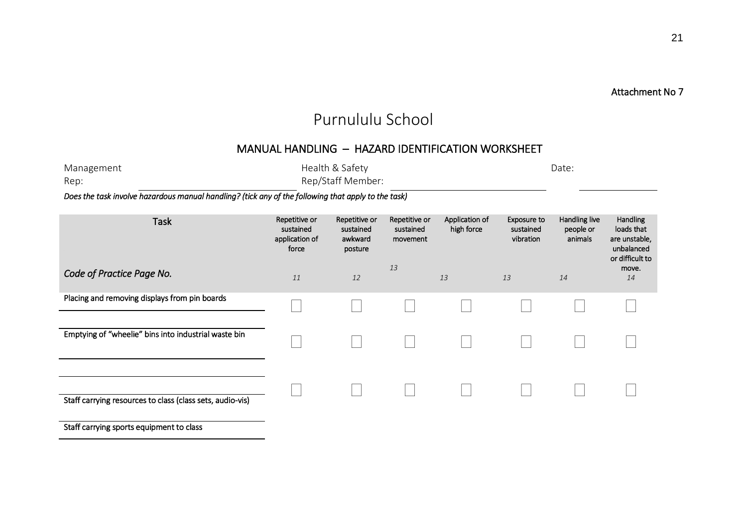Attachment No 7

# Purnululu School

## MANUAL HANDLING – HAZARD IDENTIFICATION WORKSHEET

Management Rep: ______________________ Health & Safety Rep/Staff Member: ______________________ Date: ____________

***Does the task involve hazardous manual handling? (tick any of the following that apply to the task)***

| Task | Repetitive or sustained application of force | Repetitive or sustained awkward posture | Repetitive or sustained movement | Application of high force | Exposure to sustained vibration | Handling live people or animals | Handling loads that are unstable, unbalanced or difficult to move. |
|---|---|---|---|---|---|---|---|
| *Code of Practice Page No.* | *11* | *12* | *13* | *13* | *13* | *14* | *14* |
| Placing and removing displays from pin boards | ☐ | ☐ | ☐ | ☐ | ☐ | ☐ | ☐ |
| Emptying of "wheelie" bins into industrial waste bin | ☐ | ☐ | ☐ | ☐ | ☐ | ☐ | ☐ |
| | ☐ | ☐ | ☐ | ☐ | ☐ | ☐ | ☐ |
| Staff carrying resources to class (class sets, audio-vis) | | | | | | | |
| Staff carrying sports equipment to class | | | | | | | |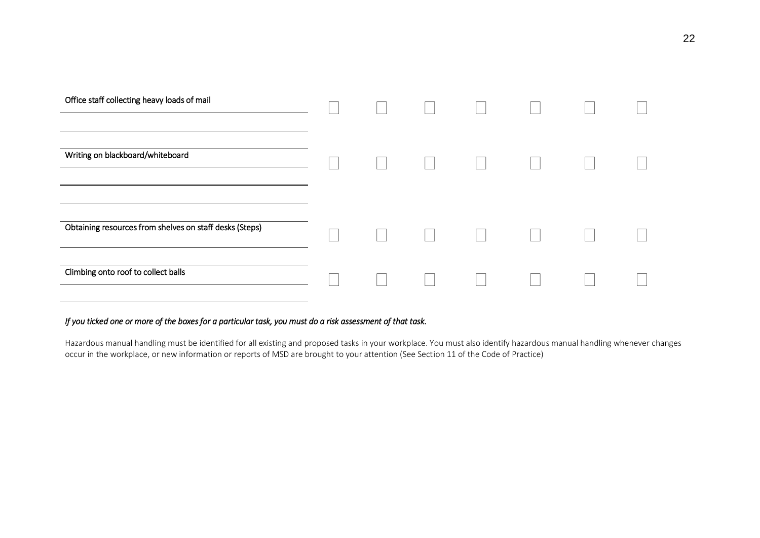| | | | | | | | |
|---|---|---|---|---|---|---|---|
| Office staff collecting heavy loads of mail | ☐ | ☐ | ☐ | ☐ | ☐ | ☐ | ☐ |
| | | | | | | | |
| Writing on blackboard/whiteboard | ☐ | ☐ | ☐ | ☐ | ☐ | ☐ | ☐ |
| | | | | | | | |
| | | | | | | | |
| Obtaining resources from shelves on staff desks (Steps) | ☐ | ☐ | ☐ | ☐ | ☐ | ☐ | ☐ |
| | | | | | | | |
| Climbing onto roof to collect balls | ☐ | ☐ | ☐ | ☐ | ☐ | ☐ | ☐ |
| | | | | | | | |

*If you ticked one or more of the boxes for a particular task, you must do a risk assessment of that task.*

Hazardous manual handling must be identified for all existing and proposed tasks in your workplace. You must also identify hazardous manual handling whenever changes occur in the workplace, or new information or reports of MSD are brought to your attention (See Section 11 of the Code of Practice)